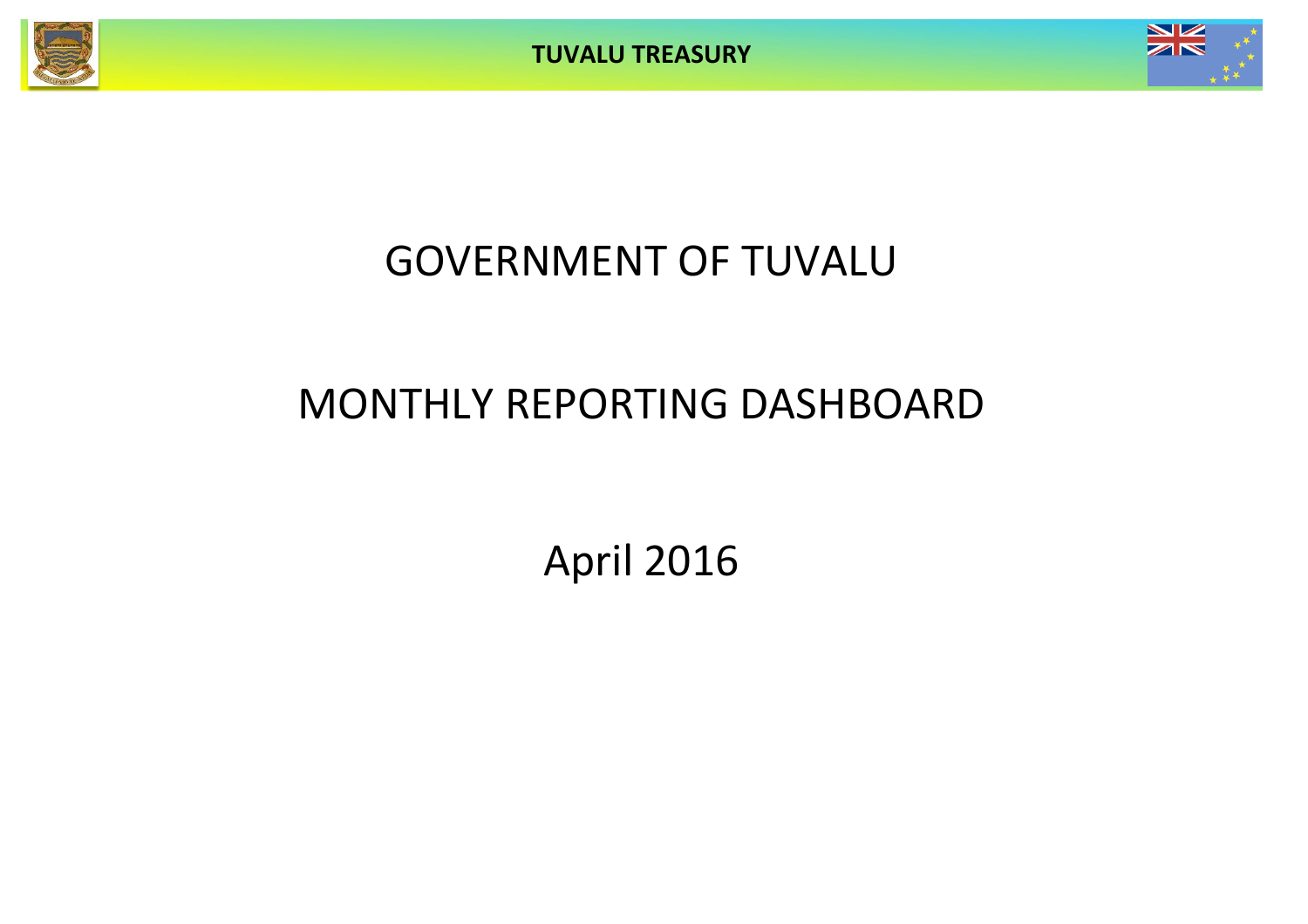# GOVERNMENT OF TUVALU

# MONTHLY REPORTING DASHBOARD

## April 2016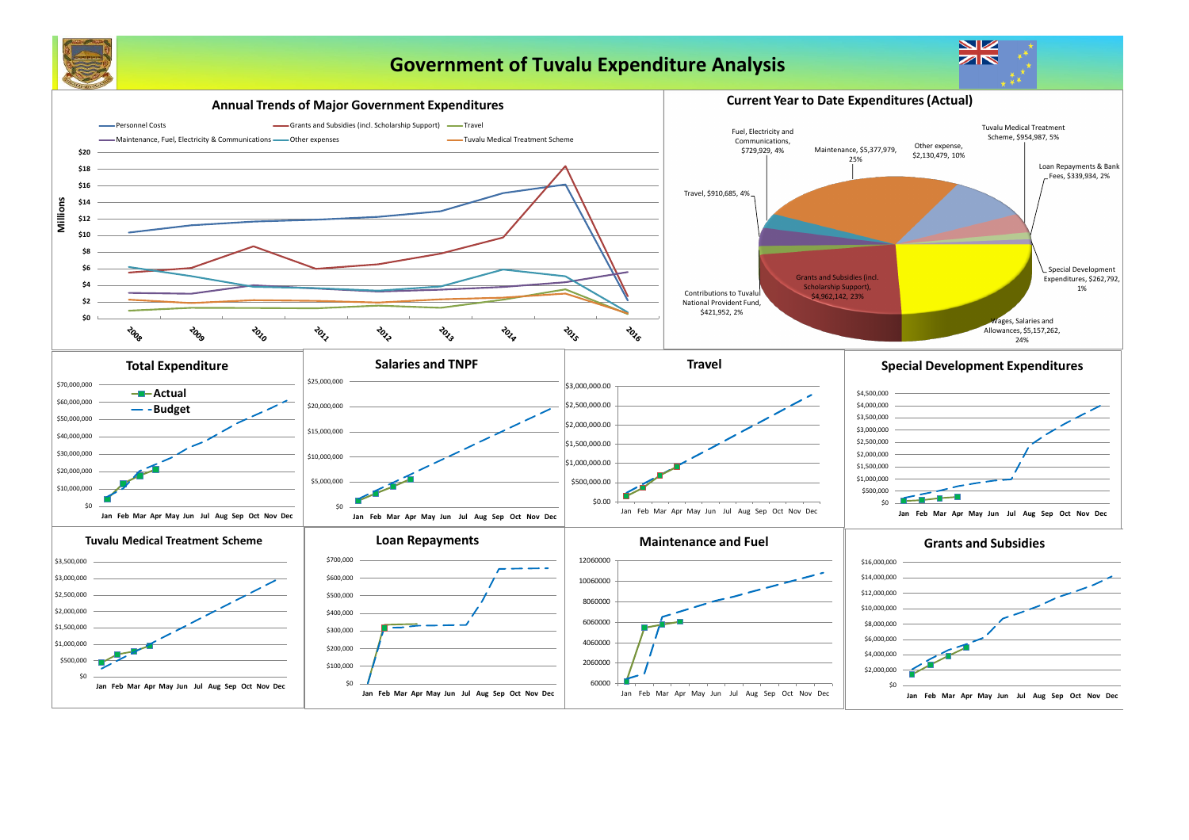# Government of Tuvalu Expenditure Analysis

## Annual Trends of Major Government Expenditures

Personnel Costs, Grants and Subsidies (incl. Scholarship Support), Travel, Maintenance, Fuel, Electricity & Communications, Other expenses, Tuvalu Medical Treatment Scheme

Millions: $0, $2, $4, $6, $8, $10, $12, $14, $16, $18, $20

2008, 2009, 2010, 2011, 2012, 2013, 2014, 2015, 2016

## Current Year to Date Expenditures (Actual)

- Fuel, Electricity and Communications, $729,929, 4%
- Maintenance, $5,377,979, 25%
- Other expense, $2,130,479, 10%
- Tuvalu Medical Treatment Scheme, $954,987, 5%
- Loan Repayments & Bank Fees, $339,934, 2%
- Special Development Expenditures, $262,792, 1%
- Wages, Salaries and Allowances, $5,157,262, 24%
- Grants and Subsidies (incl. Scholarship Support), $4,962,142, 23%
- Contributions to Tuvalu National Provident Fund, $421,952, 2%
- Travel, $910,685, 4%

## Total Expenditure

Actual, Budget

$0, $10,000,000, $20,000,000, $30,000,000, $40,000,000, $50,000,000, $60,000,000, $70,000,000

Jan Feb Mar Apr May Jun Jul Aug Sep Oct Nov Dec

## Salaries and TNPF

$0, $5,000,000, $10,000,000, $15,000,000, $20,000,000, $25,000,000

Jan Feb Mar Apr May Jun Jul Aug Sep Oct Nov Dec

## Travel

$0.00, $500,000.00, $1,000,000.00, $1,500,000.00, $2,000,000.00, $2,500,000.00, $3,000,000.00

Jan Feb Mar Apr May Jun Jul Aug Sep Oct Nov Dec

## Special Development Expenditures

$0, $500,000, $1,000,000, $1,500,000, $2,000,000, $2,500,000, $3,000,000, $3,500,000, $4,000,000, $4,500,000

Jan Feb Mar Apr May Jun Jul Aug Sep Oct Nov Dec

## Tuvalu Medical Treatment Scheme

$0, $500,000, $1,000,000, $1,500,000, $2,000,000, $2,500,000, $3,000,000, $3,500,000

Jan Feb Mar Apr May Jun Jul Aug Sep Oct Nov Dec

## Loan Repayments

$0, $100,000, $200,000, $300,000, $400,000, $500,000, $600,000, $700,000

Jan Feb Mar Apr May Jun Jul Aug Sep Oct Nov Dec

## Maintenance and Fuel

60000, 2060000, 4060000, 6060000, 8060000, 10060000, 12060000

Jan Feb Mar Apr May Jun Jul Aug Sep Oct Nov Dec

## Grants and Subsidies

$0, $2,000,000, $4,000,000, $6,000,000, $8,000,000, $10,000,000, $12,000,000, $14,000,000, $16,000,000

Jan Feb Mar Apr May Jun Jul Aug Sep Oct Nov Dec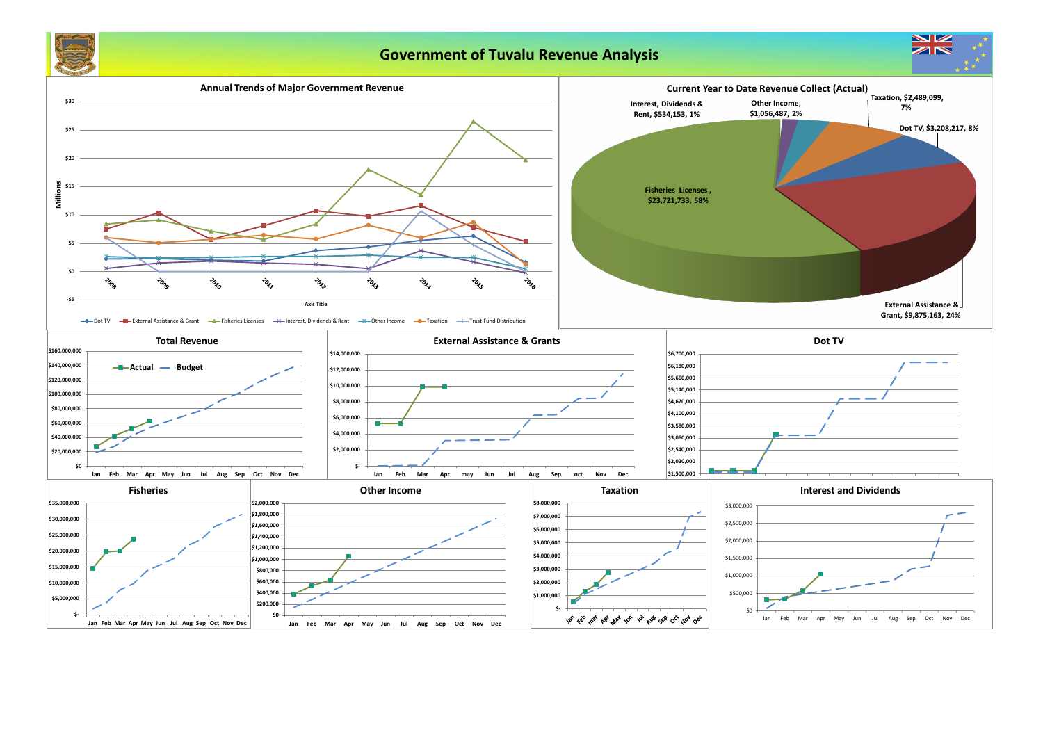# Government of Tuvalu Revenue Analysis

## Annual Trends of Major Government Revenue

Millions

$30, $25, $20, $15, $10, $5, $0, -$5

2008, 2009, 2010, 2011, 2012, 2013, 2014, 2015, 2016

Axis Title

Dot TV — External Assistance & Grant — Fisheries Licenses — Interest, Dividends & Rent — Other Income — Taxation — Trust Fund Distribution

## Current Year to Date Revenue Collect (Actual)

- Fisheries Licenses, $23,721,733, 58%
- External Assistance & Grant, $9,875,163, 24%
- Dot TV, $3,208,217, 8%
- Taxation, $2,489,099, 7%
- Other Income, $1,056,487, 2%
- Interest, Dividends & Rent, $534,153, 1%

## Total Revenue

Actual — Budget

$0 – $160,000,000

Jan Feb Mar Apr May Jun Jul Aug Sep Oct Nov Dec

## External Assistance & Grants

$- – $14,000,000

Jan Feb Mar Apr may Jun Jul Aug Sep oct Nov Dec

## Dot TV

$1,500,000 – $6,700,000

## Fisheries

$- – $35,000,000

Jan Feb Mar Apr May Jun Jul Aug Sep Oct Nov Dec

## Other Income

$0 – $2,000,000

Jan Feb Mar Apr May Jun Jul Aug Sep Oct Nov Dec

## Taxation

$- – $8,000,000

Jan Feb mar Apr May Jun Jul Aug Sep Oct Nov Dec

## Interest and Dividends

$0 – $3,000,000

Jan Feb Mar Apr May Jun Jul Aug Sep Oct Nov Dec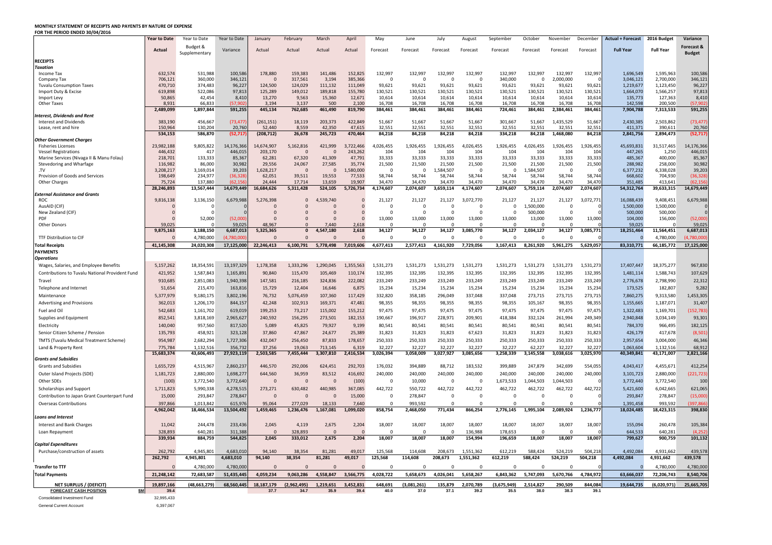**MONTHLY STATEMENT OF RECEIPTS AND PAYENTS BY NATURE OF EXPENSE**
**FOR THE PERIOD ENDED 30/04/2016**

| | Year to Date | Year to Date | Year to Date | January | February | March | April | May | June | July | August | September | October | November | December | Actual + Forecast | 2016 Budget | Variance |
|---|---|---|---|---|---|---|---|---|---|---|---|---|---|---|---|---|---|---|
| | Actual | Budget & Supplementary | Variance | Actual | Actual | Actual | Actual | Forecast | Forecast | Forecast | Forecast | Forecast | Forecast | Forecast | Forecast | Full Year | Full Year | Forecast & Budget |
| **RECEIPTS** | | | | | | | | | | | | | | | | | | |
| ***Taxation*** | | | | | | | | | | | | | | | | | | |
| Income Tax | 632,574 | 531,988 | 100,586 | 178,880 | 159,383 | 141,486 | 152,825 | 132,997 | 132,997 | 132,997 | 132,997 | 132,997 | 132,997 | 132,997 | 132,997 | 1,696,549 | 1,595,963 | 100,586 |
| Company Tax | 706,121 | 360,000 | 346,121 | 0 | 317,561 | 3,194 | 385,366 | 0 | 0 | 0 | 0 | 340,000 | 0 | 2,000,000 | 0 | 3,046,121 | 2,700,000 | 346,121 |
| Tuvalu Consumption Taxes | 470,710 | 374,483 | 96,227 | 124,500 | 124,029 | 111,132 | 111,049 | 93,621 | 93,621 | 93,621 | 93,621 | 93,621 | 93,621 | 93,621 | 93,621 | 1,219,677 | 1,123,450 | 96,227 |
| Import Duty & Excise | 619,898 | 522,086 | 97,813 | 125,289 | 149,012 | 189,818 | 155,780 | 130,521 | 130,521 | 130,521 | 130,521 | 130,521 | 130,521 | 130,521 | 130,521 | 1,664,070 | 1,566,257 | 97,813 |
| Import Levy | 50,865 | 42,454 | 8,410 | 13,270 | 9,563 | 15,360 | 12,671 | 10,614 | 10,614 | 10,614 | 10,614 | 10,614 | 10,614 | 10,614 | 10,614 | 135,773 | 127,363 | 8,410 |
| Other Taxes | 8,931 | 66,833 | (57,902) | 3,194 | 3,137 | 500 | 2,100 | 16,708 | 16,708 | 16,708 | 16,708 | 16,708 | 16,708 | 16,708 | 16,708 | 142,598 | 200,500 | (57,902) |
| | 2,489,099 | 1,897,844 | 591,255 | 445,134 | 762,685 | 461,490 | 819,790 | 384,461 | 384,461 | 384,461 | 384,461 | 724,461 | 384,461 | 2,384,461 | 384,461 | 7,904,788 | 7,313,533 | 591,255 |
| ***Interest, Dividends and Rent*** | | | | | | | | | | | | | | | | | | |
| Interest and Dividends | 383,190 | 456,667 | (73,477) | (261,151) | 18,119 | 203,373 | 422,849 | 51,667 | 51,667 | 51,667 | 51,667 | 301,667 | 51,667 | 1,435,529 | 51,667 | 2,430,385 | 2,503,862 | (73,477) |
| Lease, rent and hire | 150,964 | 130,204 | 20,760 | 52,440 | 8,559 | 42,350 | 47,615 | 32,551 | 32,551 | 32,551 | 32,551 | 32,551 | 32,551 | 32,551 | 32,551 | 411,371 | 390,611 | 20,760 |
| | 534,153 | 586,870 | (52,717) | (208,712) | 26,678 | 245,723 | 470,464 | 84,218 | 84,218 | 84,218 | 84,218 | 334,218 | 84,218 | 1,468,080 | 84,218 | 2,841,756 | 2,894,473 | (52,717) |
| ***Other Government Charges*** | | | | | | | | | | | | | | | | | | |
| Fisheries Licenses | 23,982,188 | 9,805,822 | 14,176,366 | 14,674,907 | 5,162,816 | 421,999 | 3,722,466 | 4,026,455 | 1,926,455 | 1,926,455 | 4,026,455 | 1,926,455 | 4,026,455 | 1,926,455 | 1,926,455 | 45,693,831 | 31,517,465 | 14,176,366 |
| Vessel Registrations | 446,432 | 417 | 446,015 | 203,170 | 0 | 0 | 243,262 | 104 | 104 | 104 | 104 | 104 | 104 | 104 | 104 | 447,265 | 1,250 | 446,015 |
| Marine Services (Nivaga II & Manu Folau) | 218,701 | 133,333 | 85,367 | 62,281 | 67,320 | 41,309 | 47,791 | 33,333 | 33,333 | 33,333 | 33,333 | 33,333 | 33,333 | 33,333 | 33,333 | 485,367 | 400,000 | 85,367 |
| Stevedoring and Wharfage | 116,982 | 86,000 | 30,982 | 29,556 | 24,067 | 27,585 | 35,774 | 21,500 | 21,500 | 21,500 | 21,500 | 21,500 | 21,500 | 21,500 | 21,500 | 288,982 | 258,000 | 30,982 |
| .TV | 3,208,217 | 3,169,014 | 39,203 | 1,628,217 | 0 | 0 | 1,580,000 | 0 | 0 | 1,584,507 | 0 | 0 | 1,584,507 | 0 | 0 | 6,377,232 | 6,338,028 | 39,203 |
| Provision of Goods and Services | 198,649 | 234,977 | (36,328) | 62,051 | 39,511 | 19,553 | 77,533 | 58,744 | 58,744 | 58,744 | 58,744 | 58,744 | 58,744 | 58,744 | 58,744 | 668,602 | 704,930 | (36,328) |
| Other Charges | 75,724 | 137,880 | (62,156) | 24,444 | 17,714 | 13,659 | 19,907 | 34,470 | 34,470 | 34,470 | 34,470 | 34,470 | 34,470 | 34,470 | 34,470 | 351,485 | 413,641 | (62,156) |
| | 28,246,893 | 13,567,444 | 14,679,449 | 16,684,626 | 5,311,428 | 524,105 | 5,726,734 | 4,174,607 | 2,074,607 | 3,659,114 | 4,174,607 | 2,074,607 | 5,759,114 | 2,074,607 | 2,074,607 | 54,312,764 | 39,633,315 | 14,679,449 |
| ***External Assistance and Grants*** | | | | | | | | | | | | | | | | | | |
| ROC | 9,816,138 | 3,136,150 | 6,679,988 | 5,276,398 | 0 | 4,539,740 | 0 | 21,127 | 21,127 | 21,127 | 3,072,770 | 21,127 | 21,127 | 21,127 | 3,072,771 | 16,088,439 | 9,408,451 | 6,679,988 |
| AusAID (CIF) | 0 | 0 | 0 | 0 | 0 | 0 | 0 | 0 | 0 | 0 | 0 | 0 | 1,500,000 | 0 | 0 | 1,500,000 | 1,500,000 | 0 |
| New Zealand (CIF) | 0 | 0 | 0 | 0 | 0 | 0 | 0 | 0 | 0 | 0 | 0 | 0 | 500,000 | 0 | 0 | 500,000 | 500,000 | 0 |
| PDF | 0 | 52,000 | (52,000) | 0 | 0 | 0 | 0 | 13,000 | 13,000 | 13,000 | 13,000 | 13,000 | 13,000 | 13,000 | 13,000 | 104,000 | 156,000 | (52,000) |
| Other Donors | 59,025 | 0 | 59,025 | 48,967 | 0 | 7,440 | 2,618 | 0 | 0 | 0 | 0 | 0 | 0 | 0 | 0 | 59,025 | 0 | 59,025 |
| | 9,875,163 | 3,188,150 | 6,687,013 | 5,325,365 | 0 | 4,547,180 | 2,618 | 34,127 | 34,127 | 34,127 | 3,085,770 | 34,127 | 2,034,127 | 34,127 | 3,085,771 | 18,251,464 | 11,564,451 | 6,687,013 |
| TTF Distribution to CIF | 0 | 4,780,000 | (4,780,000) | 0 | 0 | 0 | 0 | 0 | 0 | 0 | 0 | 0 | 0 | 0 | 0 | 0 | 4,780,000 | (4,780,000) |
| **Total Receipts** | 41,145,308 | 24,020,308 | 17,125,000 | 22,246,413 | 6,100,791 | 5,778,498 | 7,019,606 | 4,677,413 | 2,577,413 | 4,161,920 | 7,729,056 | 3,167,413 | 8,261,920 | 5,961,275 | 5,629,057 | 83,310,771 | 66,185,772 | 17,125,000 |
| **PAYMENTS** | | | | | | | | | | | | | | | | | | |
| ***Operations*** | | | | | | | | | | | | | | | | | | |
| Wages, Salaries, and Employee Benefits | 5,157,262 | 18,354,591 | 13,197,329 | 1,178,358 | 1,333,296 | 1,290,045 | 1,355,563 | 1,531,273 | 1,531,273 | 1,531,273 | 1,531,273 | 1,531,273 | 1,531,273 | 1,531,273 | 1,531,273 | 17,407,447 | 18,375,277 | 967,830 |
| Contributions to Tuvalu National Provident Fund | 421,952 | 1,587,843 | 1,165,891 | 90,840 | 115,470 | 105,469 | 110,174 | 132,395 | 132,395 | 132,395 | 132,395 | 132,395 | 132,395 | 132,395 | 132,395 | 1,481,114 | 1,588,743 | 107,629 |
| Travel | 910,685 | 2,851,083 | 1,940,398 | 147,581 | 216,185 | 324,836 | 222,082 | 233,249 | 233,249 | 233,249 | 233,249 | 233,249 | 233,249 | 233,249 | 233,249 | 2,776,678 | 2,798,990 | 22,312 |
| Telephone and Internet | 51,654 | 215,470 | 163,816 | 15,729 | 12,404 | 16,646 | 6,875 | 15,234 | 15,234 | 15,234 | 15,234 | 15,234 | 15,234 | 15,234 | 15,234 | 173,525 | 182,807 | 9,282 |
| Maintenance | 5,377,979 | 9,180,175 | 3,802,196 | 76,732 | 5,076,459 | 107,360 | 117,429 | 332,820 | 358,185 | 296,049 | 337,048 | 337,048 | 273,715 | 273,715 | 273,715 | 7,860,275 | 9,313,580 | 1,453,305 |
| Advertising and Provisions | 362,013 | 1,206,170 | 844,157 | 42,248 | 102,913 | 169,371 | 47,481 | 98,355 | 98,355 | 98,355 | 98,355 | 98,355 | 105,167 | 98,355 | 98,355 | 1,155,665 | 1,187,071 | 31,407 |
| Fuel and Oil | 542,683 | 1,161,702 | 619,019 | 199,253 | 73,217 | 115,002 | 155,212 | 97,475 | 97,475 | 97,475 | 97,475 | 97,475 | 97,475 | 97,475 | 97,475 | 1,322,483 | 1,169,701 | (152,783) |
| Supplies and Equipment | 852,541 | 3,818,169 | 2,965,627 | 240,592 | 156,295 | 273,501 | 182,153 | 190,667 | 196,917 | 228,971 | 209,901 | 418,384 | 332,124 | 261,994 | 249,349 | 2,940,848 | 3,034,149 | 93,301 |
| Electricity | 140,040 | 957,560 | 817,520 | 5,089 | 45,825 | 79,927 | 9,199 | 80,541 | 80,541 | 80,541 | 80,541 | 80,541 | 80,541 | 80,541 | 80,541 | 784,370 | 966,495 | 182,125 |
| Senior Citizen Scheme / Pension | 135,793 | 458,921 | 323,128 | 37,860 | 47,867 | 24,677 | 25,389 | 31,823 | 31,823 | 31,823 | 67,623 | 31,823 | 31,823 | 31,823 | 31,823 | 426,179 | 417,678 | (8,501) |
| TMTS (Tuvalu Medical Treatment Scheme) | 954,987 | 2,682,294 | 1,727,306 | 432,047 | 256,450 | 87,833 | 178,657 | 250,333 | 250,333 | 250,333 | 250,333 | 250,333 | 250,333 | 250,333 | 250,333 | 2,957,654 | 3,004,000 | 46,346 |
| Land & Property Rent | 775,784 | 1,132,516 | 356,732 | 37,256 | 19,063 | 713,145 | 6,319 | 32,227 | 32,227 | 32,227 | 32,227 | 32,227 | 62,227 | 32,227 | 32,227 | 1,063,604 | 1,132,516 | 68,912 |
| | 15,683,374 | 43,606,493 | 27,923,119 | 2,503,585 | 7,455,444 | 3,307,810 | 2,416,534 | 3,026,394 | 3,058,009 | 3,027,927 | 3,085,656 | 3,258,339 | 3,145,558 | 3,038,616 | 3,025,970 | 40,349,841 | 43,171,007 | 2,821,166 |
| ***Grants and Subsidies*** | | | | | | | | | | | | | | | | | | |
| Grants and Subsidies | 1,655,729 | 4,515,967 | 2,860,237 | 446,570 | 292,006 | 624,451 | 292,703 | 176,032 | 394,889 | 88,712 | 183,532 | 399,889 | 247,879 | 342,699 | 554,055 | 4,043,417 | 4,455,671 | 412,254 |
| Outer Island Projects (SDE) | 1,181,723 | 2,880,000 | 1,698,277 | 644,560 | 36,959 | 83,512 | 416,692 | 240,000 | 240,000 | 240,000 | 240,000 | 240,000 | 240,000 | 240,000 | 240,000 | 3,101,723 | 2,880,000 | (221,723) |
| Other SDEs | (100) | 3,772,540 | 3,772,640 | 0 | 0 | 0 | (100) | 0 | 10,000 | 0 | 0 | 1,673,533 | 1,044,503 | 1,044,503 | 0 | 3,772,440 | 3,772,540 | 100 |
| Scholarships and Support | 1,711,823 | 5,990,338 | 4,278,515 | 273,271 | 630,482 | 440,985 | 367,085 | 442,722 | 550,722 | 442,722 | 442,722 | 462,722 | 462,722 | 462,722 | 442,722 | 5,421,600 | 6,042,665 | 621,065 |
| Contribution to Japan Grant Counterpart Fund | 15,000 | 293,847 | 278,847 | 0 | 0 | 0 | 15,000 | 0 | 278,847 | 0 | 0 | 0 | 0 | 0 | 0 | 293,847 | 278,847 | (15,000) |
| Overseas Contributions | 397,866 | 1,013,842 | 615,976 | 95,064 | 277,029 | 18,133 | 7,640 | 0 | 993,592 | 0 | 0 | 0 | 0 | 0 | 0 | 1,391,458 | 993,592 | (397,866) |
| | 4,962,042 | 18,466,534 | 13,504,492 | 1,459,465 | 1,236,476 | 1,167,081 | 1,099,020 | 858,754 | 2,468,050 | 771,434 | 866,254 | 2,776,145 | 1,995,104 | 2,089,924 | 1,236,777 | 18,024,485 | 18,423,315 | 398,830 |
| ***Loans and Interest*** | | | | | | | | | | | | | | | | | | |
| Interest and Bank Charges | 11,042 | 244,478 | 233,436 | 2,045 | 4,119 | 2,675 | 2,204 | 18,007 | 18,007 | 18,007 | 18,007 | 18,007 | 18,007 | 18,007 | 18,007 | 155,094 | 260,478 | 105,384 |
| Loan Repayment | 328,893 | 640,281 | 311,388 | 0 | 328,893 | 0 | 0 | 0 | 0 | 0 | 136,988 | 178,653 | 0 | 0 | 0 | 644,533 | 640,281 | (4,252) |
| | 339,934 | 884,759 | 544,825 | 2,045 | 333,012 | 2,675 | 2,204 | 18,007 | 18,007 | 18,007 | 154,994 | 196,659 | 18,007 | 18,007 | 18,007 | 799,627 | 900,759 | 101,132 |
| ***Capital Expenditures*** | | | | | | | | | | | | | | | | | | |
| Purchase/construction of assets | 262,792 | 4,945,801 | 4,683,010 | 94,140 | 38,354 | 81,281 | 49,017 | 125,568 | 114,608 | 208,673 | 1,551,362 | 612,219 | 588,424 | 524,219 | 504,218 | 4,492,084 | 4,931,662 | 439,578 |
| | 262,792 | 4,945,801 | 4,683,010 | 94,140 | 38,354 | 81,281 | 49,017 | 125,568 | 114,608 | 208,673 | 1,551,362 | 612,219 | 588,424 | 524,219 | 504,218 | 4,492,084 | 4,931,662 | 439,578 |
| **Transfer to TTF** | 0 | 4,780,000 | 4,780,000 | 0 | 0 | 0 | 0 | 0 | 0 | 0 | 0 | 0 | 0 | 0 | 0 | 0 | 4,780,000 | 4,780,000 |
| **Total Payments** | 21,248,142 | 72,683,587 | 51,435,445 | 4,059,234 | 9,063,286 | 4,558,847 | 3,566,775 | 4,028,722 | 5,658,673 | 4,026,041 | 5,658,267 | 6,843,362 | 5,747,093 | 5,670,766 | 4,784,972 | 63,666,037 | 72,206,743 | 8,540,706 |
| **NET SURPLUS / (DEFICIT)** | 19,897,166 | (48,663,279) | 68,560,445 | 18,187,179 | (2,962,495) | 1,219,651 | 3,452,831 | 648,691 | (3,081,261) | 135,879 | 2,070,789 | (3,675,949) | 2,514,827 | 290,509 | 844,084 | 19,644,735 | (6,020,971) | 25,665,705 |
| **FORECAST CASH POSITION** $M | 39.4 | | | 37.7 | 34.7 | 35.9 | 39.4 | 40.0 | 37.0 | 37.1 | 39.2 | 35.5 | 38.0 | 38.3 | 39.1 | | | |
| Consolidated Investment Fund | 32,995,433 | | | | | | | | | | | | | | | | | |
| General Current Account | 6,397,067 | | | | | | | | | | | | | | | | | |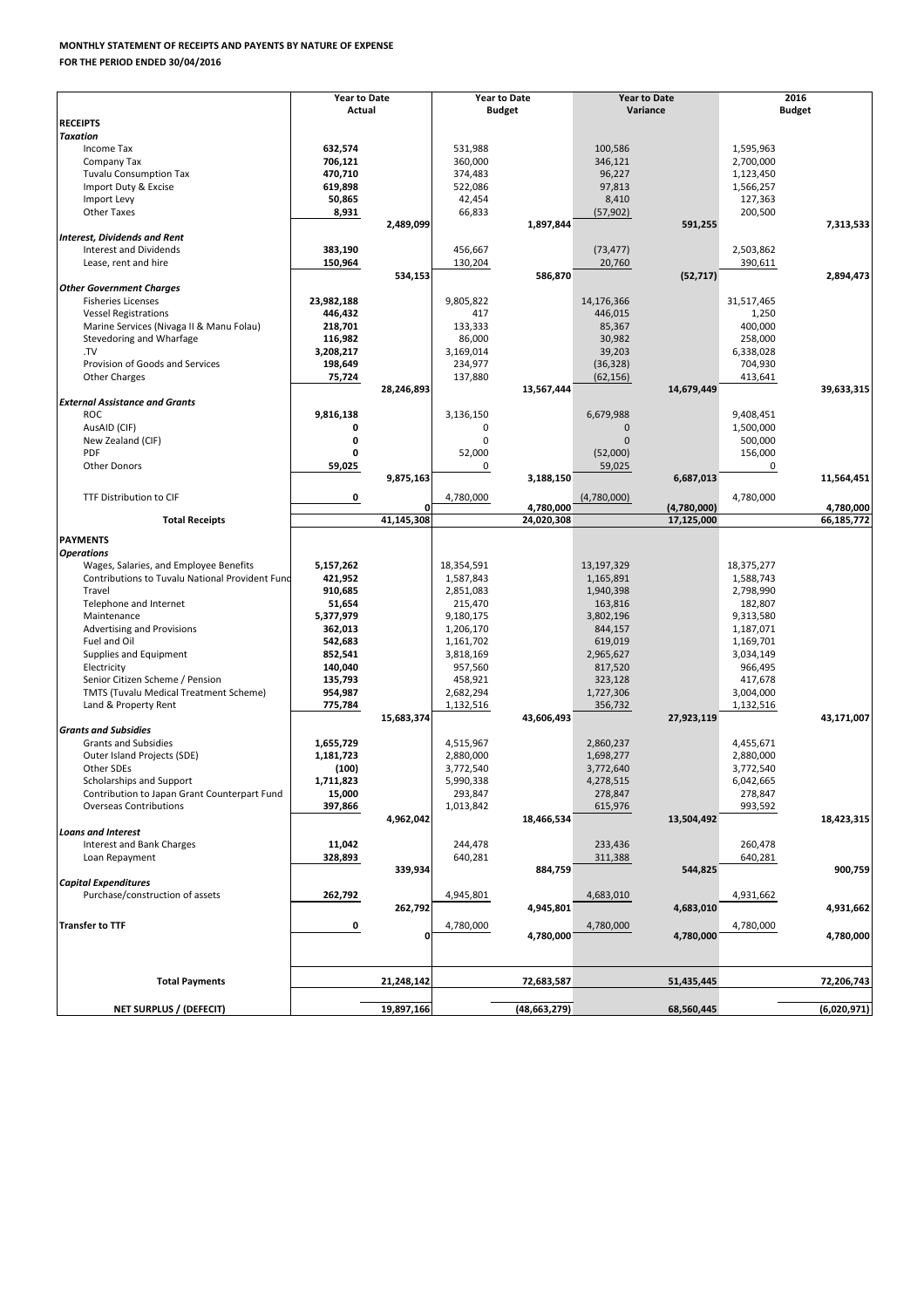**MONTHLY STATEMENT OF RECEIPTS AND PAYENTS BY NATURE OF EXPENSE**

**FOR THE PERIOD ENDED 30/04/2016**

| | Year to Date Actual | | Year to Date Budget | | Year to Date Variance | | 2016 Budget | |
|---|---|---|---|---|---|---|---|---|
| **RECEIPTS** | | | | | | | | |
| ***Taxation*** | | | | | | | | |
| Income Tax | **632,574** | | 531,988 | | 100,586 | | 1,595,963 | |
| Company Tax | **706,121** | | 360,000 | | 346,121 | | 2,700,000 | |
| Tuvalu Consumption Tax | **470,710** | | 374,483 | | 96,227 | | 1,123,450 | |
| Import Duty & Excise | **619,898** | | 522,086 | | 97,813 | | 1,566,257 | |
| Import Levy | **50,865** | | 42,454 | | 8,410 | | 127,363 | |
| Other Taxes | **8,931** | | 66,833 | | (57,902) | | 200,500 | |
| | | **2,489,099** | | **1,897,844** | | **591,255** | | **7,313,533** |
| ***Interest, Dividends and Rent*** | | | | | | | | |
| Interest and Dividends | **383,190** | | 456,667 | | (73,477) | | 2,503,862 | |
| Lease, rent and hire | **150,964** | | 130,204 | | 20,760 | | 390,611 | |
| | | **534,153** | | **586,870** | | **(52,717)** | | **2,894,473** |
| ***Other Government Charges*** | | | | | | | | |
| Fisheries Licenses | **23,982,188** | | 9,805,822 | | 14,176,366 | | 31,517,465 | |
| Vessel Registrations | **446,432** | | 417 | | 446,015 | | 1,250 | |
| Marine Services (Nivaga II & Manu Folau) | **218,701** | | 133,333 | | 85,367 | | 400,000 | |
| Stevedoring and Wharfage | **116,982** | | 86,000 | | 30,982 | | 258,000 | |
| .TV | **3,208,217** | | 3,169,014 | | 39,203 | | 6,338,028 | |
| Provision of Goods and Services | **198,649** | | 234,977 | | (36,328) | | 704,930 | |
| Other Charges | **75,724** | | 137,880 | | (62,156) | | 413,641 | |
| | | **28,246,893** | | **13,567,444** | | **14,679,449** | | **39,633,315** |
| ***External Assistance and Grants*** | | | | | | | | |
| ROC | **9,816,138** | | 3,136,150 | | 6,679,988 | | 9,408,451 | |
| AusAID (CIF) | **0** | | 0 | | 0 | | 1,500,000 | |
| New Zealand (CIF) | **0** | | 0 | | 0 | | 500,000 | |
| PDF | **0** | | 52,000 | | (52,000) | | 156,000 | |
| Other Donors | **59,025** | | 0 | | 59,025 | | 0 | |
| | | **9,875,163** | | **3,188,150** | | **6,687,013** | | **11,564,451** |
| TTF Distribution to CIF | **0** | | 4,780,000 | | (4,780,000) | | 4,780,000 | |
| | | **0** | | **4,780,000** | | **(4,780,000)** | | **4,780,000** |
| **Total Receipts** | | **41,145,308** | | **24,020,308** | | **17,125,000** | | **66,185,772** |
| **PAYMENTS** | | | | | | | | |
| ***Operations*** | | | | | | | | |
| Wages, Salaries, and Employee Benefits | **5,157,262** | | 18,354,591 | | 13,197,329 | | 18,375,277 | |
| Contributions to Tuvalu National Provident Fund | **421,952** | | 1,587,843 | | 1,165,891 | | 1,588,743 | |
| Travel | **910,685** | | 2,851,083 | | 1,940,398 | | 2,798,990 | |
| Telephone and Internet | **51,654** | | 215,470 | | 163,816 | | 182,807 | |
| Maintenance | **5,377,979** | | 9,180,175 | | 3,802,196 | | 9,313,580 | |
| Advertising and Provisions | **362,013** | | 1,206,170 | | 844,157 | | 1,187,071 | |
| Fuel and Oil | **542,683** | | 1,161,702 | | 619,019 | | 1,169,701 | |
| Supplies and Equipment | **852,541** | | 3,818,169 | | 2,965,627 | | 3,034,149 | |
| Electricity | **140,040** | | 957,560 | | 817,520 | | 966,495 | |
| Senior Citizen Scheme / Pension | **135,793** | | 458,921 | | 323,128 | | 417,678 | |
| TMTS (Tuvalu Medical Treatment Scheme) | **954,987** | | 2,682,294 | | 1,727,306 | | 3,004,000 | |
| Land & Property Rent | **775,784** | | 1,132,516 | | 356,732 | | 1,132,516 | |
| | | **15,683,374** | | **43,606,493** | | **27,923,119** | | **43,171,007** |
| ***Grants and Subsidies*** | | | | | | | | |
| Grants and Subsidies | **1,655,729** | | 4,515,967 | | 2,860,237 | | 4,455,671 | |
| Outer Island Projects (SDE) | **1,181,723** | | 2,880,000 | | 1,698,277 | | 2,880,000 | |
| Other SDEs | **(100)** | | 3,772,540 | | 3,772,640 | | 3,772,540 | |
| Scholarships and Support | **1,711,823** | | 5,990,338 | | 4,278,515 | | 6,042,665 | |
| Contribution to Japan Grant Counterpart Fund | **15,000** | | 293,847 | | 278,847 | | 278,847 | |
| Overseas Contributions | **397,866** | | 1,013,842 | | 615,976 | | 993,592 | |
| | | **4,962,042** | | **18,466,534** | | **13,504,492** | | **18,423,315** |
| ***Loans and Interest*** | | | | | | | | |
| Interest and Bank Charges | **11,042** | | 244,478 | | 233,436 | | 260,478 | |
| Loan Repayment | **328,893** | | 640,281 | | 311,388 | | 640,281 | |
| | | **339,934** | | **884,759** | | **544,825** | | **900,759** |
| ***Capital Expenditures*** | | | | | | | | |
| Purchase/construction of assets | **262,792** | | 4,945,801 | | 4,683,010 | | 4,931,662 | |
| | | **262,792** | | **4,945,801** | | **4,683,010** | | **4,931,662** |
| **Transfer to TTF** | **0** | | 4,780,000 | | 4,780,000 | | 4,780,000 | |
| | | **0** | | **4,780,000** | | **4,780,000** | | **4,780,000** |
| **Total Payments** | | **21,248,142** | | **72,683,587** | | **51,435,445** | | **72,206,743** |
| **NET SURPLUS / (DEFECIT)** | | **19,897,166** | | **(48,663,279)** | | **68,560,445** | | **(6,020,971)** |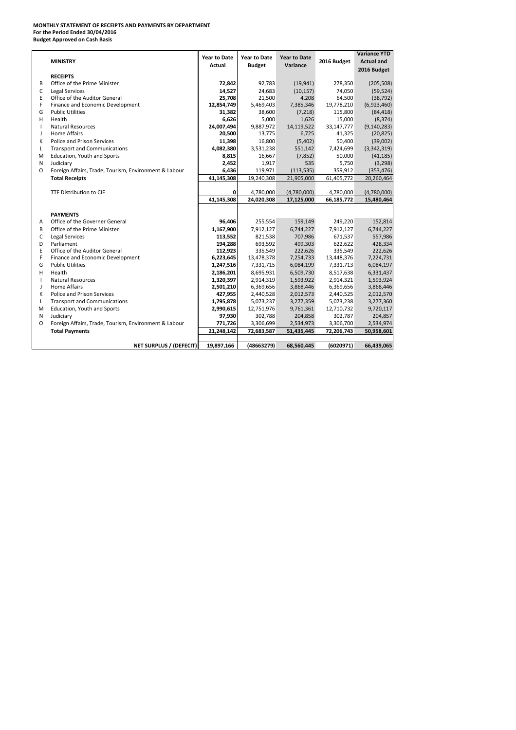**MONTHLY STATEMENT OF RECEIPTS AND PAYMENTS BY DEPARTMENT**
**For the Period Ended 30/04/2016**
**Budget Approved on Cash Basis**

| | MINISTRY | Year to Date Actual | Year to Date Budget | Year to Date Variance | 2016 Budget | Variance YTD Actual and 2016 Budget |
|---|---|---|---|---|---|---|
| | **RECEIPTS** | | | | | |
| B | Office of the Prime Minister | **72,842** | 92,783 | (19,941) | 278,350 | (205,508) |
| C | Legal Services | **14,527** | 24,683 | (10,157) | 74,050 | (59,524) |
| E | Office of the Auditor General | **25,708** | 21,500 | 4,208 | 64,500 | (38,792) |
| F | Finance and Economic Development | **12,854,749** | 5,469,403 | 7,385,346 | 19,778,210 | (6,923,460) |
| G | Public Utilities | **31,382** | 38,600 | (7,218) | 115,800 | (84,418) |
| H | Health | **6,626** | 5,000 | 1,626 | 15,000 | (8,374) |
| I | Natural Resources | **24,007,494** | 9,887,972 | 14,119,522 | 33,147,777 | (9,140,283) |
| J | Home Affairs | **20,500** | 13,775 | 6,725 | 41,325 | (20,825) |
| K | Police and Prison Services | **11,398** | 16,800 | (5,402) | 50,400 | (39,002) |
| L | Transport and Communications | **4,082,380** | 3,531,238 | 551,142 | 7,424,699 | (3,342,319) |
| M | Education, Youth and Sports | **8,815** | 16,667 | (7,852) | 50,000 | (41,185) |
| N | Judiciary | **2,452** | 1,917 | 535 | 5,750 | (3,298) |
| O | Foreign Affairs, Trade, Tourism, Environment & Labour | **6,436** | 119,971 | (113,535) | 359,912 | (353,476) |
| | **Total Receipts** | **41,145,308** | 19,240,308 | 21,905,000 | 61,405,772 | 20,260,464 |
| | | | | | | |
| | TTF Distribution to CIF | **0** | 4,780,000 | (4,780,000) | 4,780,000 | (4,780,000) |
| | | **41,145,308** | **24,020,308** | **17,125,000** | **66,185,772** | **15,480,464** |
| | | | | | | |
| | **PAYMENTS** | | | | | |
| A | Office of the Governer General | **96,406** | 255,554 | 159,149 | 249,220 | 152,814 |
| B | Office of the Prime Minister | **1,167,900** | 7,912,127 | 6,744,227 | 7,912,127 | 6,744,227 |
| C | Legal Services | **113,552** | 821,538 | 707,986 | 671,537 | 557,986 |
| D | Parliament | **194,288** | 693,592 | 499,303 | 622,622 | 428,334 |
| E | Office of the Auditor General | **112,923** | 335,549 | 222,626 | 335,549 | 222,626 |
| F | Finance and Economic Development | **6,223,645** | 13,478,378 | 7,254,733 | 13,448,376 | 7,224,731 |
| G | Public Utilities | **1,247,516** | 7,331,715 | 6,084,199 | 7,331,713 | 6,084,197 |
| H | Health | **2,186,201** | 8,695,931 | 6,509,730 | 8,517,638 | 6,331,437 |
| I | Natural Resources | **1,320,397** | 2,914,319 | 1,593,922 | 2,914,321 | 1,593,924 |
| J | Home Affairs | **2,501,210** | 6,369,656 | 3,868,446 | 6,369,656 | 3,868,446 |
| K | Police and Prison Services | **427,955** | 2,440,528 | 2,012,573 | 2,440,525 | 2,012,570 |
| L | Transport and Communications | **1,795,878** | 5,073,237 | 3,277,359 | 5,073,238 | 3,277,360 |
| M | Education, Youth and Sports | **2,990,615** | 12,751,976 | 9,761,361 | 12,710,732 | 9,720,117 |
| N | Judiciary | **97,930** | 302,788 | 204,858 | 302,787 | 204,857 |
| O | Foreign Affairs, Trade, Tourism, Environment & Labour | **771,726** | 3,306,699 | 2,534,973 | 3,306,700 | 2,534,974 |
| | **Total Payments** | **21,248,142** | **72,683,587** | **51,435,445** | **72,206,743** | **50,958,601** |
| | | | | | | |
| | **NET SURPLUS / (DEFECIT)** | **19,897,166** | **(48663279)** | **68,560,445** | **(6020971)** | **66,439,065** |